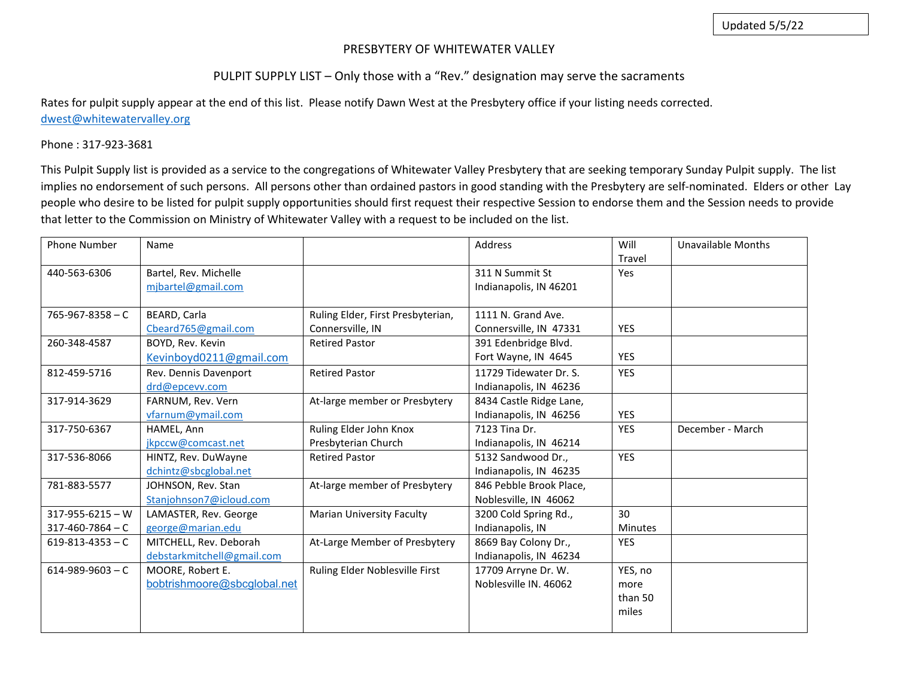Updated 5/5/22

# PRESBYTERY OF WHITEWATER VALLEY

## PULPIT SUPPLY LIST – Only those with a "Rev." designation may serve the sacraments

Rates for pulpit supply appear at the end of this list. Please notify Dawn West at the Presbytery office if your listing needs corrected. dwest@whitewatervalley.org

Phone : 317-923-3681

This Pulpit Supply list is provided as a service to the congregations of Whitewater Valley Presbytery that are seeking temporary Sunday Pulpit supply. The list implies no endorsement of such persons. All persons other than ordained pastors in good standing with the Presbytery are self-nominated. Elders or other Lay people who desire to be listed for pulpit supply opportunities should first request their respective Session to endorse them and the Session needs to provide that letter to the Commission on Ministry of Whitewater Valley with a request to be included on the list.

| Phone Number | Name | | Address | Will Travel | Unavailable Months |
|---|---|---|---|---|---|
| 440-563-6306 | Bartel, Rev. Michelle<br>mjbartel@gmail.com | | 311 N Summit St<br>Indianapolis, IN 46201 | Yes | |
| 765-967-8358 – C | BEARD, Carla<br>Cbeard765@gmail.com | Ruling Elder, First Presbyterian, Connersville, IN | 1111 N. Grand Ave.<br>Connersville, IN 47331 | YES | |
| 260-348-4587 | BOYD, Rev. Kevin<br>Kevinboyd0211@gmail.com | Retired Pastor | 391 Edenbridge Blvd.<br>Fort Wayne, IN 4645 | YES | |
| 812-459-5716 | Rev. Dennis Davenport<br>drd@epcevv.com | Retired Pastor | 11729 Tidewater Dr. S.<br>Indianapolis, IN 46236 | YES | |
| 317-914-3629 | FARNUM, Rev. Vern<br>vfarnum@ymail.com | At-large member or Presbytery | 8434 Castle Ridge Lane,<br>Indianapolis, IN 46256 | YES | |
| 317-750-6367 | HAMEL, Ann<br>jkpccw@comcast.net | Ruling Elder John Knox Presbyterian Church | 7123 Tina Dr.<br>Indianapolis, IN 46214 | YES | December - March |
| 317-536-8066 | HINTZ, Rev. DuWayne<br>dchintz@sbcglobal.net | Retired Pastor | 5132 Sandwood Dr.,<br>Indianapolis, IN 46235 | YES | |
| 781-883-5577 | JOHNSON, Rev. Stan<br>Stanjohnson7@icloud.com | At-large member of Presbytery | 846 Pebble Brook Place,<br>Noblesville, IN 46062 | | |
| 317-955-6215 – W<br>317-460-7864 – C | LAMASTER, Rev. George<br>george@marian.edu | Marian University Faculty | 3200 Cold Spring Rd.,<br>Indianapolis, IN | 30 Minutes | |
| 619-813-4353 – C | MITCHELL, Rev. Deborah<br>debstarkmitchell@gmail.com | At-Large Member of Presbytery | 8669 Bay Colony Dr.,<br>Indianapolis, IN 46234 | YES | |
| 614-989-9603 – C | MOORE, Robert E.<br>bobtrishmoore@sbcglobal.net | Ruling Elder Noblesville First | 17709 Arryne Dr. W.<br>Noblesville IN. 46062 | YES, no more than 50 miles | |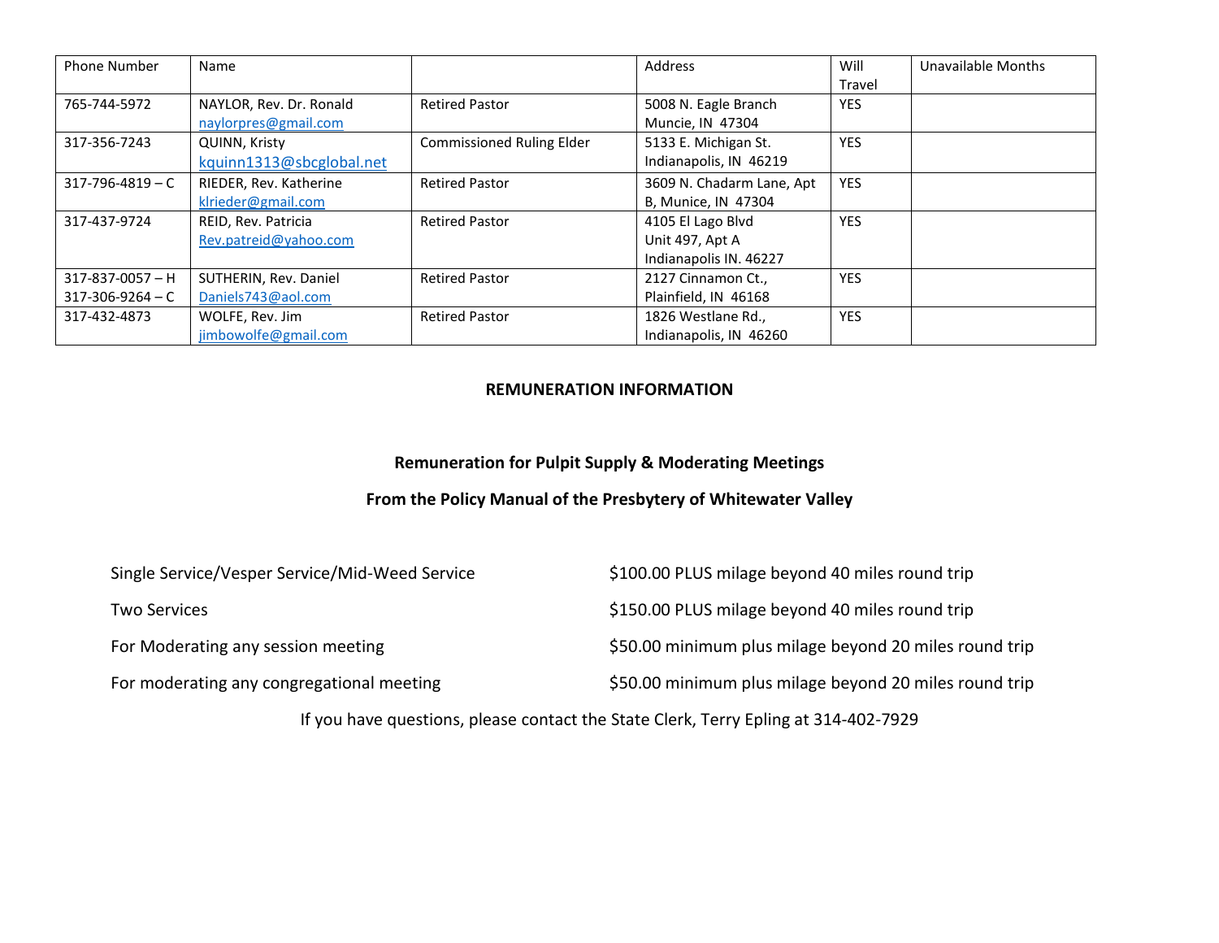| Phone Number | Name | | Address | Will Travel | Unavailable Months |
|---|---|---|---|---|---|
| 765-744-5972 | NAYLOR, Rev. Dr. Ronald naylorpres@gmail.com | Retired Pastor | 5008 N. Eagle Branch Muncie, IN 47304 | YES | |
| 317-356-7243 | QUINN, Kristy kquinn1313@sbcglobal.net | Commissioned Ruling Elder | 5133 E. Michigan St. Indianapolis, IN 46219 | YES | |
| 317-796-4819 – C | RIEDER, Rev. Katherine klrieder@gmail.com | Retired Pastor | 3609 N. Chadarm Lane, Apt B, Munice, IN 47304 | YES | |
| 317-437-9724 | REID, Rev. Patricia Rev.patreid@yahoo.com | Retired Pastor | 4105 El Lago Blvd Unit 497, Apt A Indianapolis IN. 46227 | YES | |
| 317-837-0057 – H 317-306-9264 – C | SUTHERIN, Rev. Daniel Daniels743@aol.com | Retired Pastor | 2127 Cinnamon Ct., Plainfield, IN 46168 | YES | |
| 317-432-4873 | WOLFE, Rev. Jim jimbowolfe@gmail.com | Retired Pastor | 1826 Westlane Rd., Indianapolis, IN 46260 | YES | |

## REMUNERATION INFORMATION

### Remuneration for Pulpit Supply & Moderating Meetings

### From the Policy Manual of the Presbytery of Whitewater Valley

| | |
|---|---|
| Single Service/Vesper Service/Mid-Weed Service | $100.00 PLUS milage beyond 40 miles round trip |
| Two Services | $150.00 PLUS milage beyond 40 miles round trip |
| For Moderating any session meeting | $50.00 minimum plus milage beyond 20 miles round trip |
| For moderating any congregational meeting | $50.00 minimum plus milage beyond 20 miles round trip |

If you have questions, please contact the State Clerk, Terry Epling at 314-402-7929